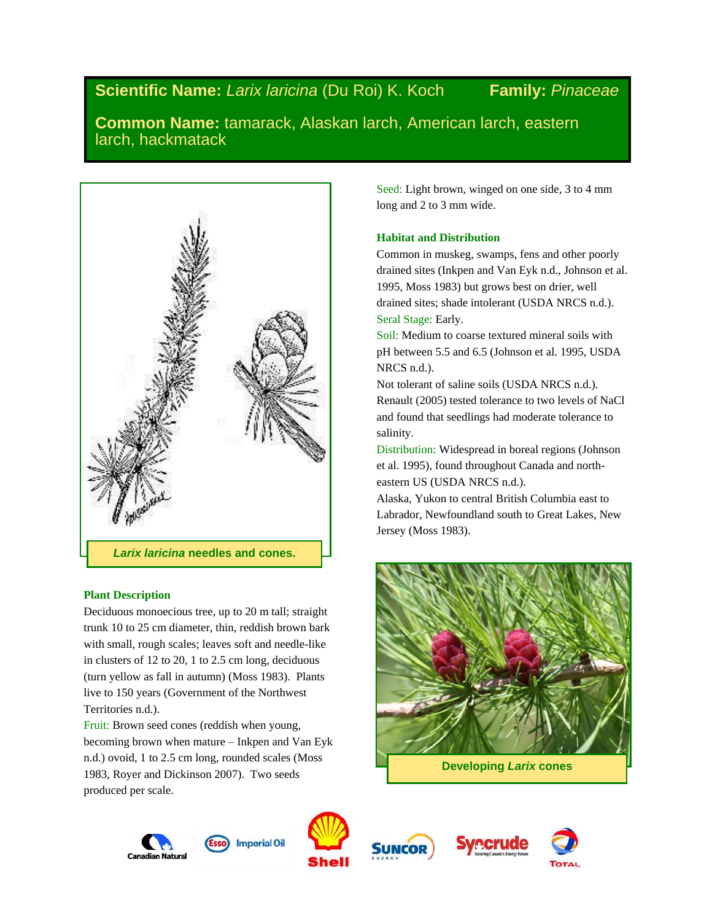**Scientific Name:** *Larix laricina* (Du Roi) K. Koch **Family:** *Pinaceae*

**Common Name:** tamarack, Alaskan larch, American larch, eastern larch, hackmatack

***Larix laricina*** **needles and cones.**

## Plant Description

Deciduous monoecious tree, up to 20 m tall; straight trunk 10 to 25 cm diameter, thin, reddish brown bark with small, rough scales; leaves soft and needle-like in clusters of 12 to 20, 1 to 2.5 cm long, deciduous (turn yellow as fall in autumn) (Moss 1983). Plants live to 150 years (Government of the Northwest Territories n.d.).

Fruit: Brown seed cones (reddish when young, becoming brown when mature – Inkpen and Van Eyk n.d.) ovoid, 1 to 2.5 cm long, rounded scales (Moss 1983, Royer and Dickinson 2007). Two seeds produced per scale.

Seed: Light brown, winged on one side, 3 to 4 mm long and 2 to 3 mm wide.

## Habitat and Distribution

Common in muskeg, swamps, fens and other poorly drained sites (Inkpen and Van Eyk n.d., Johnson et al. 1995, Moss 1983) but grows best on drier, well drained sites; shade intolerant (USDA NRCS n.d.).

Seral Stage: Early.

Soil: Medium to coarse textured mineral soils with pH between 5.5 and 6.5 (Johnson et al. 1995, USDA NRCS n.d.).

Not tolerant of saline soils (USDA NRCS n.d.). Renault (2005) tested tolerance to two levels of NaCl and found that seedlings had moderate tolerance to salinity.

Distribution: Widespread in boreal regions (Johnson et al. 1995), found throughout Canada and north-eastern US (USDA NRCS n.d.).

Alaska, Yukon to central British Columbia east to Labrador, Newfoundland south to Great Lakes, New Jersey (Moss 1983).

**Developing *Larix* cones**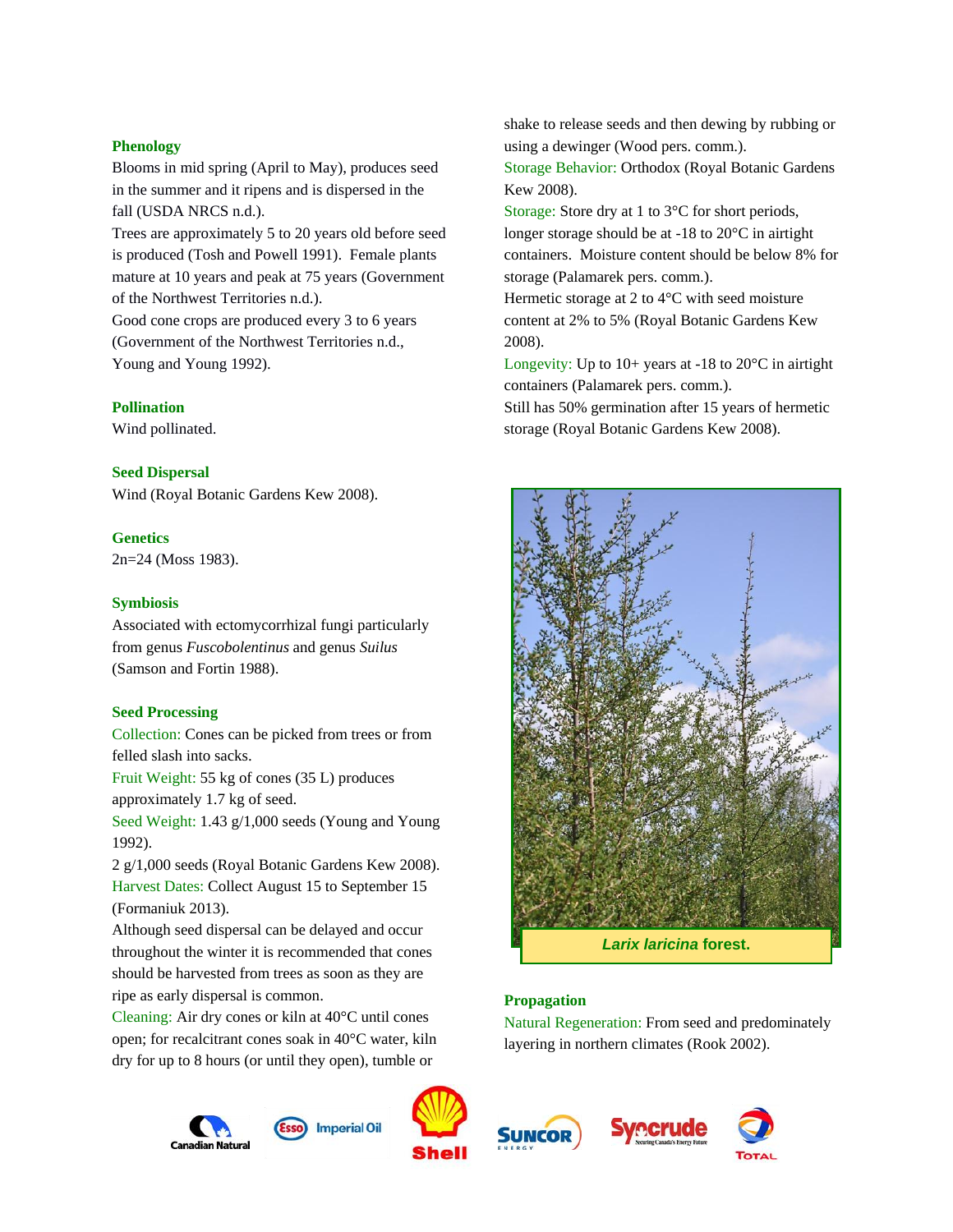### Phenology

Blooms in mid spring (April to May), produces seed in the summer and it ripens and is dispersed in the fall (USDA NRCS n.d.).

Trees are approximately 5 to 20 years old before seed is produced (Tosh and Powell 1991). Female plants mature at 10 years and peak at 75 years (Government of the Northwest Territories n.d.).

Good cone crops are produced every 3 to 6 years (Government of the Northwest Territories n.d., Young and Young 1992).

### Pollination

Wind pollinated.

### Seed Dispersal

Wind (Royal Botanic Gardens Kew 2008).

### Genetics

2n=24 (Moss 1983).

### Symbiosis

Associated with ectomycorrhizal fungi particularly from genus *Fuscobolentinus* and genus *Suilus* (Samson and Fortin 1988).

### Seed Processing

Collection: Cones can be picked from trees or from felled slash into sacks.

Fruit Weight: 55 kg of cones (35 L) produces approximately 1.7 kg of seed.

Seed Weight: 1.43 g/1,000 seeds (Young and Young 1992).

2 g/1,000 seeds (Royal Botanic Gardens Kew 2008).

Harvest Dates: Collect August 15 to September 15 (Formaniuk 2013).

Although seed dispersal can be delayed and occur throughout the winter it is recommended that cones should be harvested from trees as soon as they are ripe as early dispersal is common.

Cleaning: Air dry cones or kiln at 40°C until cones open; for recalcitrant cones soak in 40°C water, kiln dry for up to 8 hours (or until they open), tumble or shake to release seeds and then dewing by rubbing or using a dewinger (Wood pers. comm.).

Storage Behavior: Orthodox (Royal Botanic Gardens Kew 2008).

Storage: Store dry at 1 to 3°C for short periods, longer storage should be at -18 to 20°C in airtight containers. Moisture content should be below 8% for storage (Palamarek pers. comm.).

Hermetic storage at 2 to 4°C with seed moisture content at 2% to 5% (Royal Botanic Gardens Kew 2008).

Longevity: Up to 10+ years at -18 to 20°C in airtight containers (Palamarek pers. comm.).

Still has 50% germination after 15 years of hermetic storage (Royal Botanic Gardens Kew 2008).

***Larix laricina*** **forest.**

### Propagation

Natural Regeneration: From seed and predominately layering in northern climates (Rook 2002).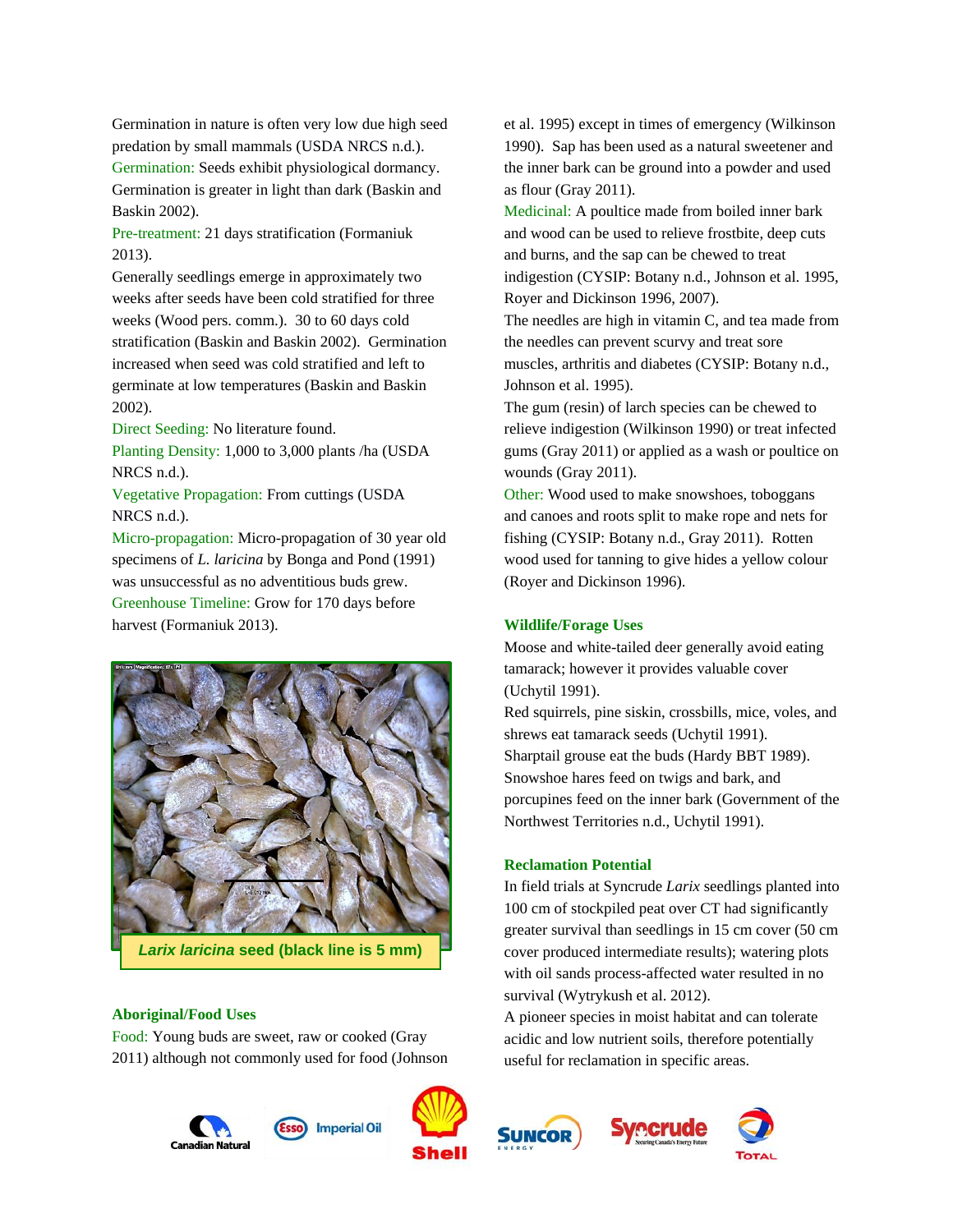Germination in nature is often very low due high seed predation by small mammals (USDA NRCS n.d.).

Germination: Seeds exhibit physiological dormancy. Germination is greater in light than dark (Baskin and Baskin 2002).

Pre-treatment: 21 days stratification (Formaniuk 2013).

Generally seedlings emerge in approximately two weeks after seeds have been cold stratified for three weeks (Wood pers. comm.). 30 to 60 days cold stratification (Baskin and Baskin 2002). Germination increased when seed was cold stratified and left to germinate at low temperatures (Baskin and Baskin 2002).

Direct Seeding: No literature found.

Planting Density: 1,000 to 3,000 plants /ha (USDA NRCS n.d.).

Vegetative Propagation: From cuttings (USDA NRCS n.d.).

Micro-propagation: Micro-propagation of 30 year old specimens of *L. laricina* by Bonga and Pond (1991) was unsuccessful as no adventitious buds grew.

Greenhouse Timeline: Grow for 170 days before harvest (Formaniuk 2013).

***Larix laricina* seed (black line is 5 mm)**

### Aboriginal/Food Uses

Food: Young buds are sweet, raw or cooked (Gray 2011) although not commonly used for food (Johnson et al. 1995) except in times of emergency (Wilkinson 1990). Sap has been used as a natural sweetener and the inner bark can be ground into a powder and used as flour (Gray 2011).

Medicinal: A poultice made from boiled inner bark and wood can be used to relieve frostbite, deep cuts and burns, and the sap can be chewed to treat indigestion (CYSIP: Botany n.d., Johnson et al. 1995, Royer and Dickinson 1996, 2007).

The needles are high in vitamin C, and tea made from the needles can prevent scurvy and treat sore muscles, arthritis and diabetes (CYSIP: Botany n.d., Johnson et al. 1995).

The gum (resin) of larch species can be chewed to relieve indigestion (Wilkinson 1990) or treat infected gums (Gray 2011) or applied as a wash or poultice on wounds (Gray 2011).

Other: Wood used to make snowshoes, toboggans and canoes and roots split to make rope and nets for fishing (CYSIP: Botany n.d., Gray 2011). Rotten wood used for tanning to give hides a yellow colour (Royer and Dickinson 1996).

### Wildlife/Forage Uses

Moose and white-tailed deer generally avoid eating tamarack; however it provides valuable cover (Uchytil 1991).

Red squirrels, pine siskin, crossbills, mice, voles, and shrews eat tamarack seeds (Uchytil 1991).

Sharptail grouse eat the buds (Hardy BBT 1989).

Snowshoe hares feed on twigs and bark, and porcupines feed on the inner bark (Government of the Northwest Territories n.d., Uchytil 1991).

### Reclamation Potential

In field trials at Syncrude *Larix* seedlings planted into 100 cm of stockpiled peat over CT had significantly greater survival than seedlings in 15 cm cover (50 cm cover produced intermediate results); watering plots with oil sands process-affected water resulted in no survival (Wytrykush et al. 2012).

A pioneer species in moist habitat and can tolerate acidic and low nutrient soils, therefore potentially useful for reclamation in specific areas.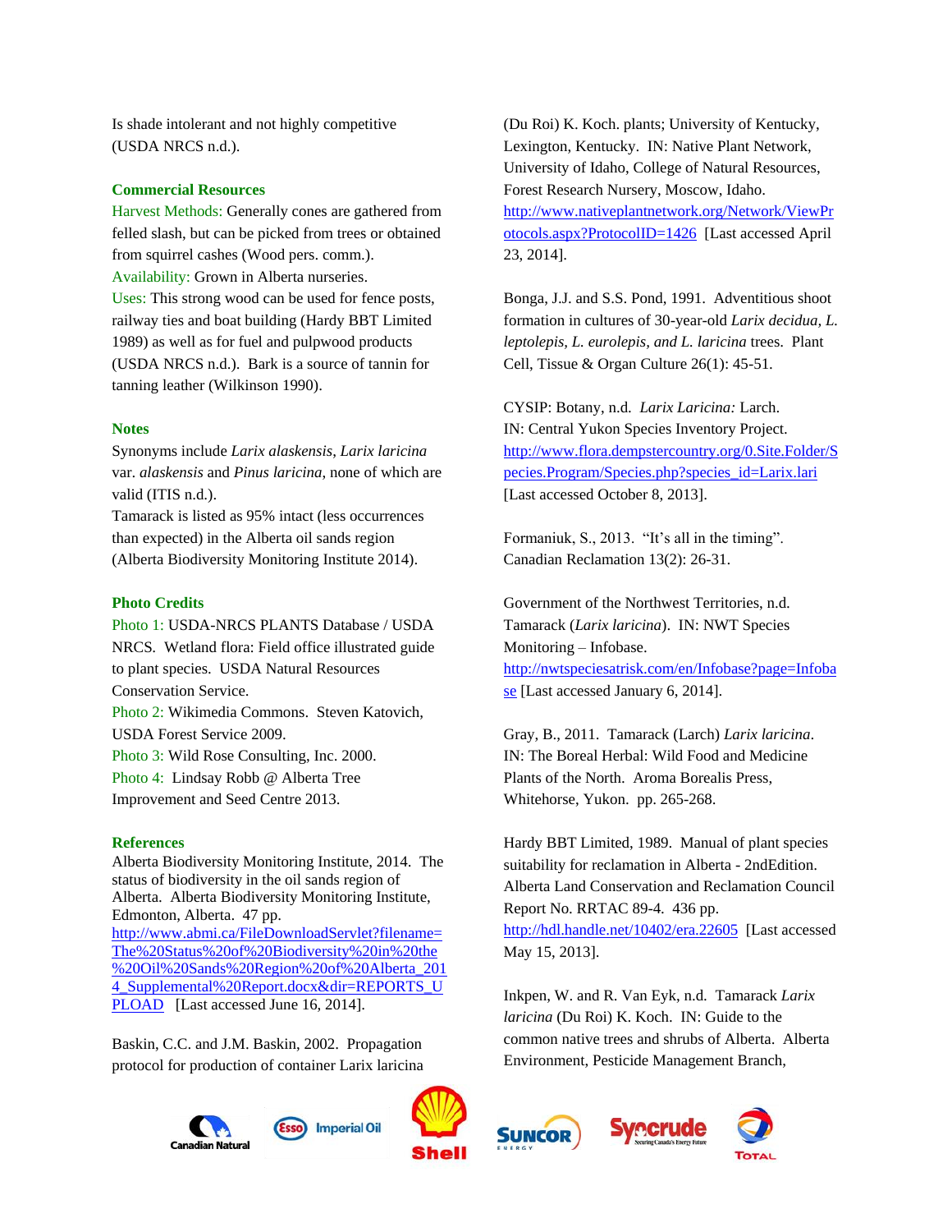Is shade intolerant and not highly competitive (USDA NRCS n.d.).

### Commercial Resources

Harvest Methods: Generally cones are gathered from felled slash, but can be picked from trees or obtained from squirrel cashes (Wood pers. comm.).

Availability: Grown in Alberta nurseries.

Uses: This strong wood can be used for fence posts, railway ties and boat building (Hardy BBT Limited 1989) as well as for fuel and pulpwood products (USDA NRCS n.d.). Bark is a source of tannin for tanning leather (Wilkinson 1990).

### Notes

Synonyms include *Larix alaskensis, Larix laricina* var. *alaskensis* and *Pinus laricina*, none of which are valid (ITIS n.d.).

Tamarack is listed as 95% intact (less occurrences than expected) in the Alberta oil sands region (Alberta Biodiversity Monitoring Institute 2014).

### Photo Credits

Photo 1: USDA-NRCS PLANTS Database / USDA NRCS. Wetland flora: Field office illustrated guide to plant species. USDA Natural Resources Conservation Service.

Photo 2: Wikimedia Commons. Steven Katovich, USDA Forest Service 2009.

Photo 3: Wild Rose Consulting, Inc. 2000.

Photo 4: Lindsay Robb @ Alberta Tree Improvement and Seed Centre 2013.

### References

Alberta Biodiversity Monitoring Institute, 2014. The status of biodiversity in the oil sands region of Alberta. Alberta Biodiversity Monitoring Institute, Edmonton, Alberta. 47 pp. http://www.abmi.ca/FileDownloadServlet?filename=The%20Status%20of%20Biodiversity%20in%20the%20Oil%20Sands%20Region%20of%20Alberta_2014_Supplemental%20Report.docx&dir=REPORTS_UPLOAD [Last accessed June 16, 2014].

Baskin, C.C. and J.M. Baskin, 2002. Propagation protocol for production of container Larix laricina (Du Roi) K. Koch. plants; University of Kentucky, Lexington, Kentucky. IN: Native Plant Network, University of Idaho, College of Natural Resources, Forest Research Nursery, Moscow, Idaho. http://www.nativeplantnetwork.org/Network/ViewProtocols.aspx?ProtocolID=1426 [Last accessed April 23, 2014].

Bonga, J.J. and S.S. Pond, 1991. Adventitious shoot formation in cultures of 30-year-old *Larix decidua, L. leptolepis, L. eurolepis, and L. laricina* trees. Plant Cell, Tissue & Organ Culture 26(1): 45-51.

CYSIP: Botany, n.d. *Larix Laricina:* Larch. IN: Central Yukon Species Inventory Project. http://www.flora.dempstercountry.org/0.Site.Folder/Species.Program/Species.php?species_id=Larix.lari [Last accessed October 8, 2013].

Formaniuk, S., 2013. "It's all in the timing". Canadian Reclamation 13(2): 26-31.

Government of the Northwest Territories, n.d. Tamarack (*Larix laricina*). IN: NWT Species Monitoring – Infobase. http://nwtspeciesatrisk.com/en/Infobase?page=Infobase [Last accessed January 6, 2014].

Gray, B., 2011. Tamarack (Larch) *Larix laricina*. IN: The Boreal Herbal: Wild Food and Medicine Plants of the North. Aroma Borealis Press, Whitehorse, Yukon. pp. 265-268.

Hardy BBT Limited, 1989. Manual of plant species suitability for reclamation in Alberta - 2ndEdition. Alberta Land Conservation and Reclamation Council Report No. RRTAC 89-4. 436 pp. http://hdl.handle.net/10402/era.22605 [Last accessed May 15, 2013].

Inkpen, W. and R. Van Eyk, n.d. Tamarack *Larix laricina* (Du Roi) K. Koch. IN: Guide to the common native trees and shrubs of Alberta. Alberta Environment, Pesticide Management Branch,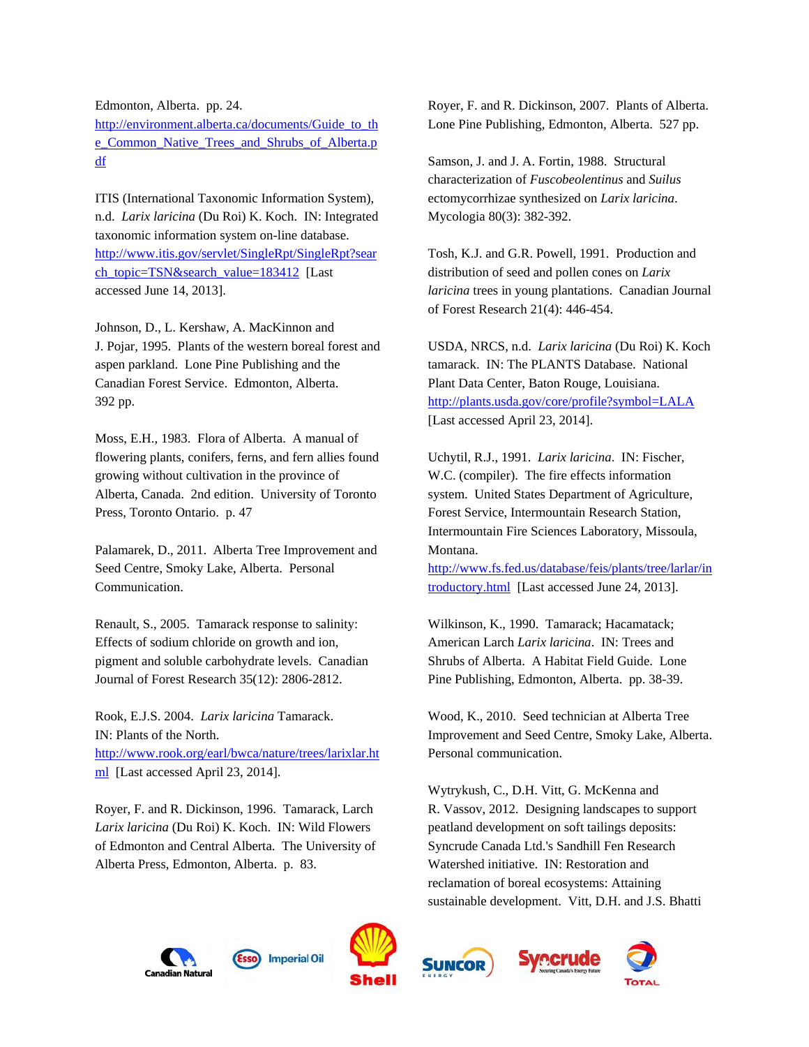Edmonton, Alberta. pp. 24. http://environment.alberta.ca/documents/Guide_to_the_Common_Native_Trees_and_Shrubs_of_Alberta.pdf

ITIS (International Taxonomic Information System), n.d. *Larix laricina* (Du Roi) K. Koch. IN: Integrated taxonomic information system on-line database. http://www.itis.gov/servlet/SingleRpt/SingleRpt?search_topic=TSN&search_value=183412 [Last accessed June 14, 2013].

Johnson, D., L. Kershaw, A. MacKinnon and J. Pojar, 1995. Plants of the western boreal forest and aspen parkland. Lone Pine Publishing and the Canadian Forest Service. Edmonton, Alberta. 392 pp.

Moss, E.H., 1983. Flora of Alberta. A manual of flowering plants, conifers, ferns, and fern allies found growing without cultivation in the province of Alberta, Canada. 2nd edition. University of Toronto Press, Toronto Ontario. p. 47

Palamarek, D., 2011. Alberta Tree Improvement and Seed Centre, Smoky Lake, Alberta. Personal Communication.

Renault, S., 2005. Tamarack response to salinity: Effects of sodium chloride on growth and ion, pigment and soluble carbohydrate levels. Canadian Journal of Forest Research 35(12): 2806-2812.

Rook, E.J.S. 2004. *Larix laricina* Tamarack. IN: Plants of the North. http://www.rook.org/earl/bwca/nature/trees/larixlar.html [Last accessed April 23, 2014].

Royer, F. and R. Dickinson, 1996. Tamarack, Larch *Larix laricina* (Du Roi) K. Koch. IN: Wild Flowers of Edmonton and Central Alberta. The University of Alberta Press, Edmonton, Alberta. p. 83.

Royer, F. and R. Dickinson, 2007. Plants of Alberta. Lone Pine Publishing, Edmonton, Alberta. 527 pp.

Samson, J. and J. A. Fortin, 1988. Structural characterization of *Fuscobeolentinus* and *Suilus* ectomycorrhizae synthesized on *Larix laricina*. Mycologia 80(3): 382-392.

Tosh, K.J. and G.R. Powell, 1991. Production and distribution of seed and pollen cones on *Larix laricina* trees in young plantations. Canadian Journal of Forest Research 21(4): 446-454.

USDA, NRCS, n.d. *Larix laricina* (Du Roi) K. Koch tamarack. IN: The PLANTS Database. National Plant Data Center, Baton Rouge, Louisiana. http://plants.usda.gov/core/profile?symbol=LALA [Last accessed April 23, 2014].

Uchytil, R.J., 1991. *Larix laricina*. IN: Fischer, W.C. (compiler). The fire effects information system. United States Department of Agriculture, Forest Service, Intermountain Research Station, Intermountain Fire Sciences Laboratory, Missoula, Montana. http://www.fs.fed.us/database/feis/plants/tree/larlar/introductory.html [Last accessed June 24, 2013].

Wilkinson, K., 1990. Tamarack; Hacamatack; American Larch *Larix laricina*. IN: Trees and Shrubs of Alberta. A Habitat Field Guide. Lone Pine Publishing, Edmonton, Alberta. pp. 38-39.

Wood, K., 2010. Seed technician at Alberta Tree Improvement and Seed Centre, Smoky Lake, Alberta. Personal communication.

Wytrykush, C., D.H. Vitt, G. McKenna and R. Vassov, 2012. Designing landscapes to support peatland development on soft tailings deposits: Syncrude Canada Ltd.'s Sandhill Fen Research Watershed initiative. IN: Restoration and reclamation of boreal ecosystems: Attaining sustainable development. Vitt, D.H. and J.S. Bhatti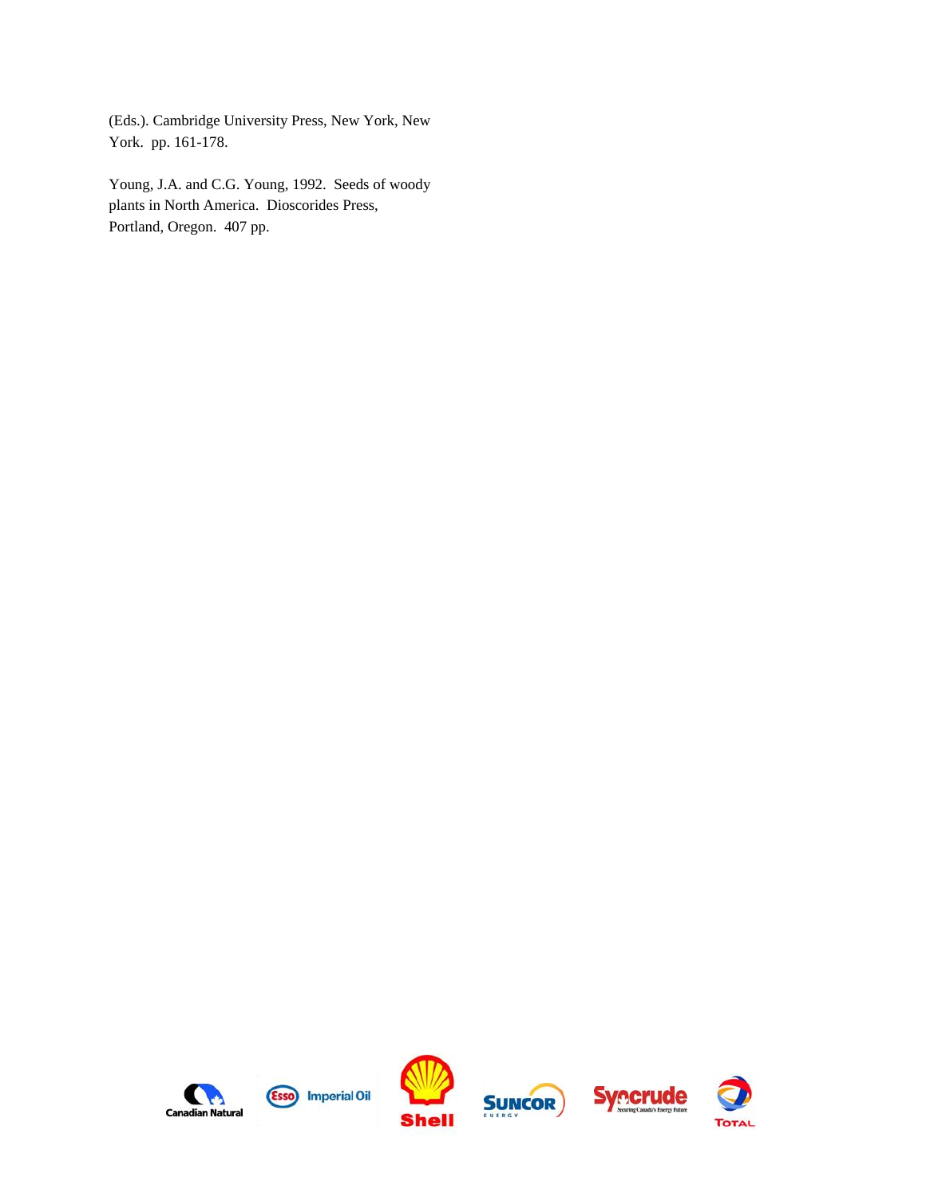(Eds.). Cambridge University Press, New York, New York. pp. 161-178.

Young, J.A. and C.G. Young, 1992. Seeds of woody plants in North America. Dioscorides Press, Portland, Oregon. 407 pp.